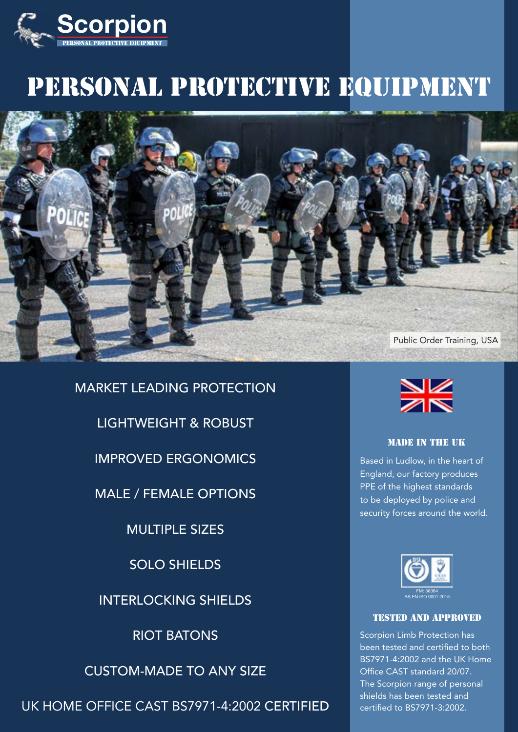Scorpion

PERSONAL PROTECTIVE EQUIPMENT

# PERSONAL PROTECTIVE EQUIPMENT

Public Order Training, USA

MARKET LEADING PROTECTION

LIGHTWEIGHT & ROBUST

IMPROVED ERGONOMICS

MALE / FEMALE OPTIONS

MULTIPLE SIZES

SOLO SHIELDS

INTERLOCKING SHIELDS

RIOT BATONS

CUSTOM-MADE TO ANY SIZE

UK HOME OFFICE CAST BS7971-4:2002 CERTIFIED

## MADE IN THE UK

Based in Ludlow, in the heart of England, our factory produces PPE of the highest standards to be deployed by police and security forces around the world.

FM: 56364
BS EN ISO 9001:2015

## TESTED AND APPROVED

Scorpion Limb Protection has been tested and certified to both BS7971-4:2002 and the UK Home Office CAST standard 20/07. The Scorpion range of personal shields has been tested and certified to BS7971-3:2002.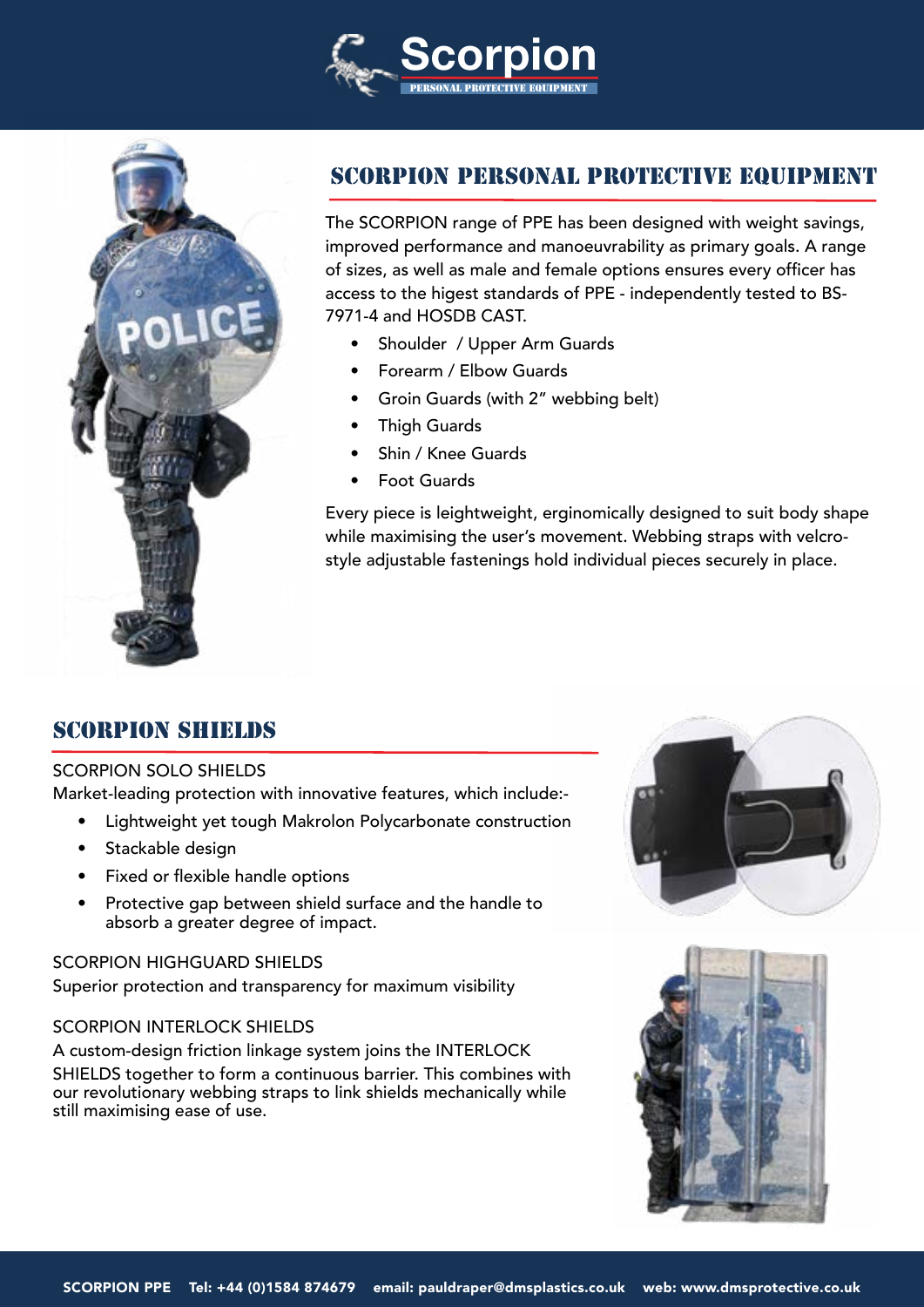# Scorpion

PERSONAL PROTECTIVE EQUIPMENT

## SCORPION PERSONAL PROTECTIVE EQUIPMENT

The SCORPION range of PPE has been designed with weight savings, improved performance and manoeuvrability as primary goals. A range of sizes, as well as male and female options ensures every officer has access to the higest standards of PPE - independently tested to BS-7971-4 and HOSDB CAST.

- Shoulder / Upper Arm Guards
- Forearm / Elbow Guards
- Groin Guards (with 2" webbing belt)
- Thigh Guards
- Shin / Knee Guards
- Foot Guards

Every piece is leightweight, erginomically designed to suit body shape while maximising the user's movement. Webbing straps with velcro-style adjustable fastenings hold individual pieces securely in place.

## SCORPION SHIELDS

SCORPION SOLO SHIELDS

Market-leading protection with innovative features, which include:-

- Lightweight yet tough Makrolon Polycarbonate construction
- Stackable design
- Fixed or flexible handle options
- Protective gap between shield surface and the handle to absorb a greater degree of impact.

SCORPION HIGHGUARD SHIELDS

Superior protection and transparency for maximum visibility

SCORPION INTERLOCK SHIELDS

A custom-design friction linkage system joins the INTERLOCK SHIELDS together to form a continuous barrier. This combines with our revolutionary webbing straps to link shields mechanically while still maximising ease of use.

SCORPION PPE Tel: +44 (0)1584 874679 email: pauldraper@dmsplastics.co.uk web: www.dmsprotective.co.uk